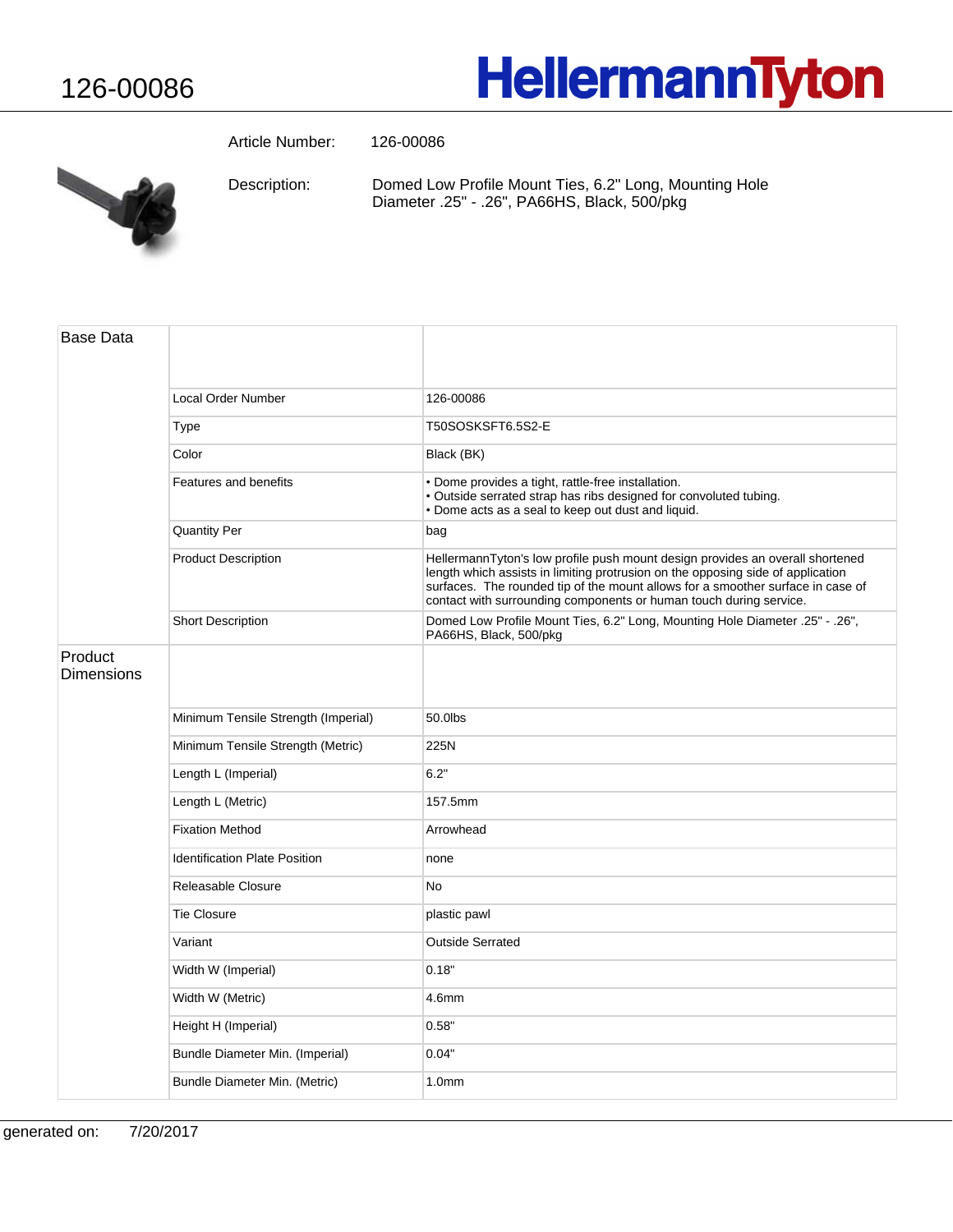# 126-00086

**HellermannTyton**

Article Number: 126-00086

Description: Domed Low Profile Mount Ties, 6.2" Long, Mounting Hole Diameter .25" - .26", PA66HS, Black, 500/pkg

| | | |
|---|---|---|
| Base Data | | |
| | Local Order Number | 126-00086 |
| | Type | T50SOSKSFT6.5S2-E |
| | Color | Black (BK) |
| | Features and benefits | • Dome provides a tight, rattle-free installation.<br>• Outside serrated strap has ribs designed for convoluted tubing.<br>• Dome acts as a seal to keep out dust and liquid. |
| | Quantity Per | bag |
| | Product Description | HellermannTyton's low profile push mount design provides an overall shortened length which assists in limiting protrusion on the opposing side of application surfaces. The rounded tip of the mount allows for a smoother surface in case of contact with surrounding components or human touch during service. |
| | Short Description | Domed Low Profile Mount Ties, 6.2" Long, Mounting Hole Diameter .25" - .26", PA66HS, Black, 500/pkg |
| Product Dimensions | | |
| | Minimum Tensile Strength (Imperial) | 50.0lbs |
| | Minimum Tensile Strength (Metric) | 225N |
| | Length L (Imperial) | 6.2" |
| | Length L (Metric) | 157.5mm |
| | Fixation Method | Arrowhead |
| | Identification Plate Position | none |
| | Releasable Closure | No |
| | Tie Closure | plastic pawl |
| | Variant | Outside Serrated |
| | Width W (Imperial) | 0.18" |
| | Width W (Metric) | 4.6mm |
| | Height H (Imperial) | 0.58" |
| | Bundle Diameter Min. (Imperial) | 0.04" |
| | Bundle Diameter Min. (Metric) | 1.0mm |

generated on: 7/20/2017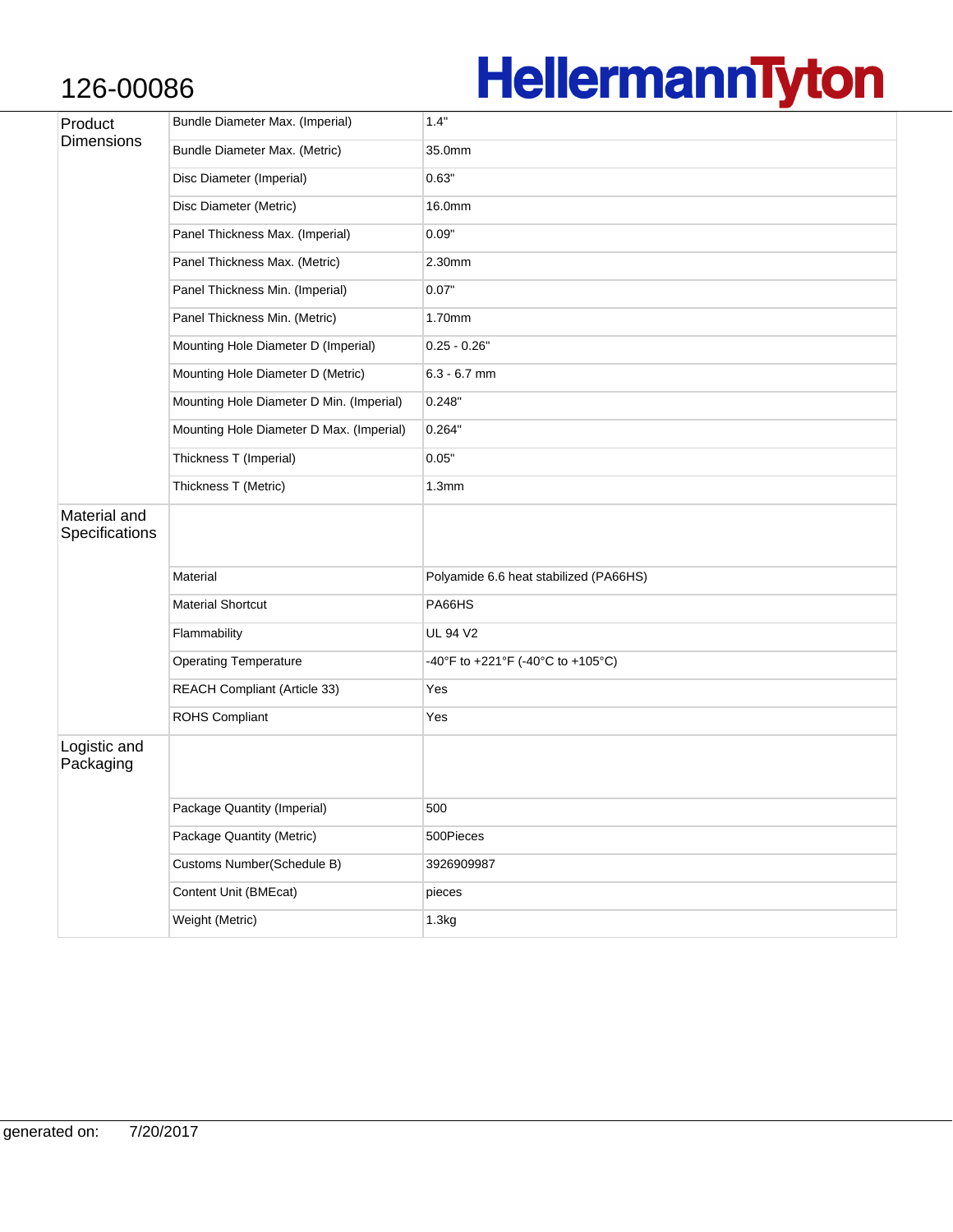126-00086

HellermannTyton

| | | |
|---|---|---|
| Product Dimensions | Bundle Diameter Max. (Imperial) | 1.4" |
| | Bundle Diameter Max. (Metric) | 35.0mm |
| | Disc Diameter (Imperial) | 0.63" |
| | Disc Diameter (Metric) | 16.0mm |
| | Panel Thickness Max. (Imperial) | 0.09" |
| | Panel Thickness Max. (Metric) | 2.30mm |
| | Panel Thickness Min. (Imperial) | 0.07" |
| | Panel Thickness Min. (Metric) | 1.70mm |
| | Mounting Hole Diameter D (Imperial) | 0.25 - 0.26" |
| | Mounting Hole Diameter D (Metric) | 6.3 - 6.7 mm |
| | Mounting Hole Diameter D Min. (Imperial) | 0.248" |
| | Mounting Hole Diameter D Max. (Imperial) | 0.264" |
| | Thickness T (Imperial) | 0.05" |
| | Thickness T (Metric) | 1.3mm |
| Material and Specifications | | |
| | Material | Polyamide 6.6 heat stabilized (PA66HS) |
| | Material Shortcut | PA66HS |
| | Flammability | UL 94 V2 |
| | Operating Temperature | -40°F to +221°F (-40°C to +105°C) |
| | REACH Compliant (Article 33) | Yes |
| | ROHS Compliant | Yes |
| Logistic and Packaging | | |
| | Package Quantity (Imperial) | 500 |
| | Package Quantity (Metric) | 500Pieces |
| | Customs Number(Schedule B) | 3926909987 |
| | Content Unit (BMEcat) | pieces |
| | Weight (Metric) | 1.3kg |

generated on: 7/20/2017